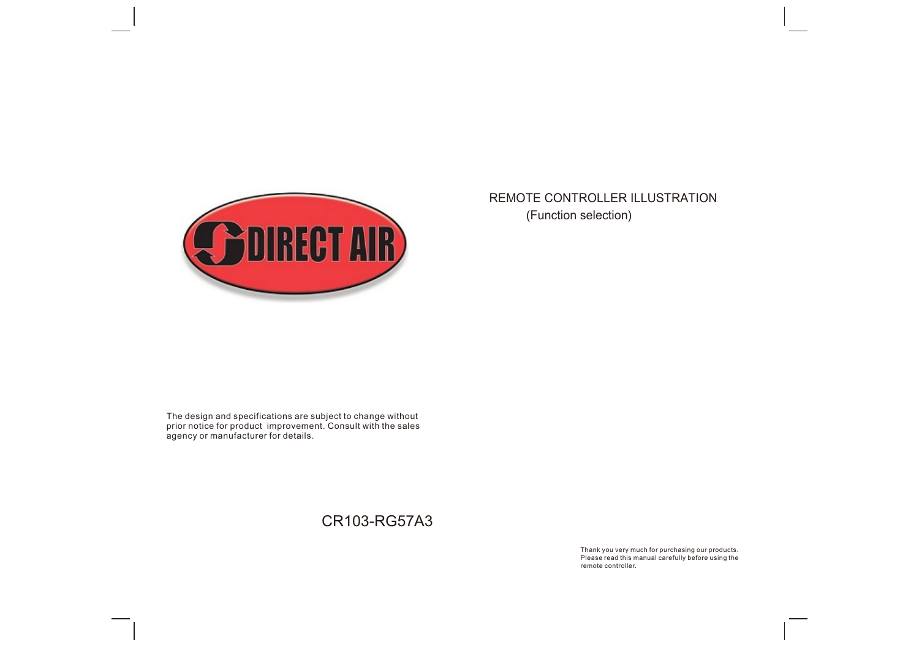# REMOTE CONTROLLER ILLUSTRATION

(Function selection)

The design and specifications are subject to change without prior notice for product improvement. Consult with the sales agency or manufacturer for details.

CR103-RG57A3

Thank you very much for purchasing our products. Please read this manual carefully before using the remote controller.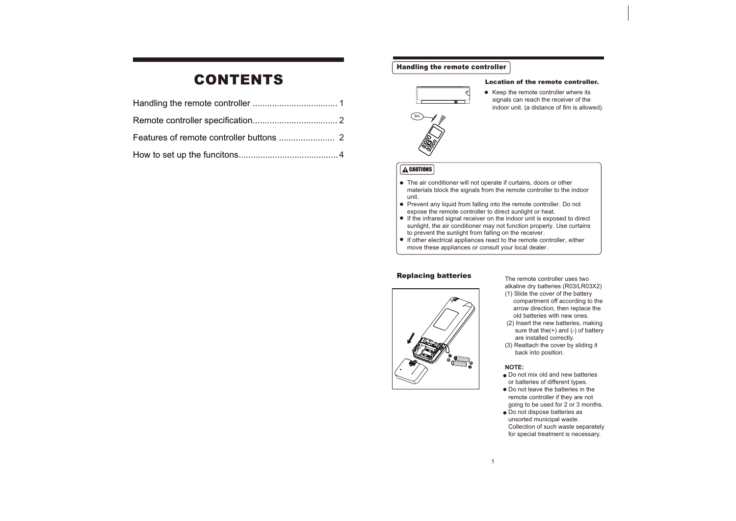# CONTENTS

Handling the remote controller ................................... 1

Remote controller specification................................... 2

Features of remote controller buttons ....................... 2

How to set up the funcitons......................................... 4

## Handling the remote controller

### Location of the remote controller.

- Keep the remote controller where its signals can reach the receiver of the indoor unit. (a distance of 8m is allowed).

**CAUTIONS**

- The air conditioner will not operate if curtains, doors or other materials block the signals from the remote controller to the indoor unit.
- Prevent any liquid from falling into the remote controller. Do not expose the remote controller to direct sunlight or heat.
- If the infrared signal receiver on the indoor unit is exposed to direct sunlight, the air conditioner may not function properly. Use curtains to prevent the sunlight from falling on the receiver.
- If other electrical appliances react to the remote controller, either move these appliances or consult your local dealer.

### Replacing batteries

The remote controller uses two alkaline dry batteries (R03/LR03X2)

(1) Slide the cover of the battery compartment off according to the arrow direction, then replace the old batteries with new ones.

(2) Insert the new batteries, making sure that the(+) and (-) of battery are installed correctly.

(3) Reattach the cover by sliding it back into position.

**NOTE:**

- Do not mix old and new batteries or batteries of different types.
- Do not leave the batteries in the remote controller if they are not going to be used for 2 or 3 months.
- Do not dispose batteries as unsorted municipal waste. Collection of such waste separately for special treatment is necessary.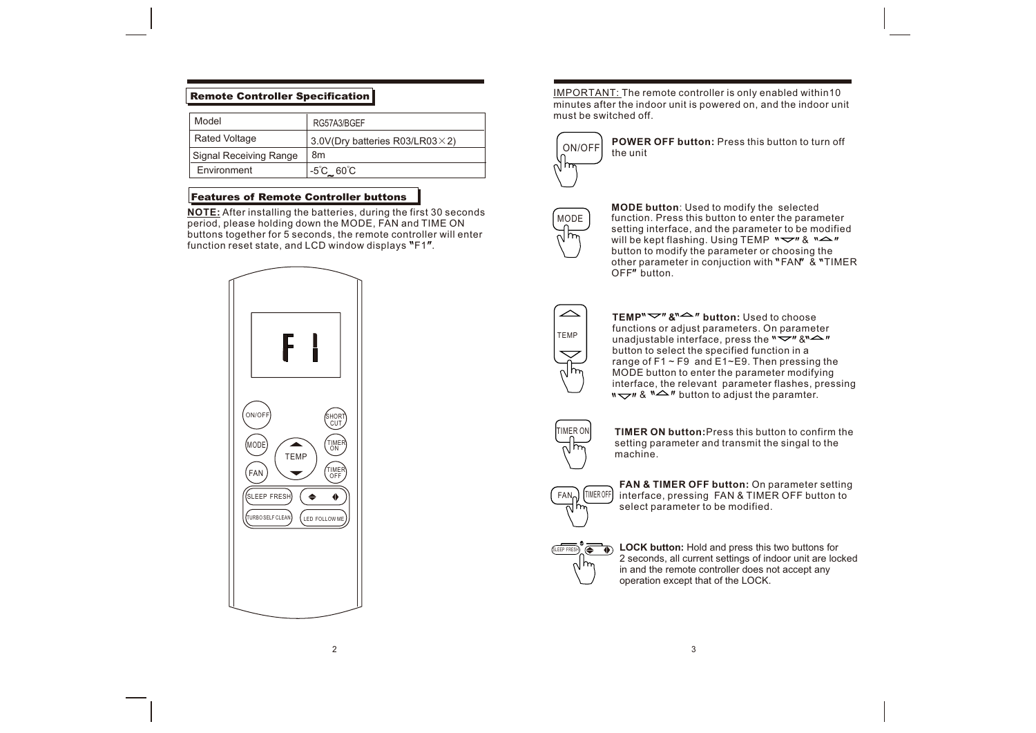## Remote Controller Specification

| Model | RG57A3/BGEF |
|---|---|
| Rated Voltage | 3.0V(Dry batteries R03/LR03×2) |
| Signal Receiving Range | 8m |
| Environment | -5°C~60°C |

## Features of Remote Controller buttons

**NOTE:** After installing the batteries, during the first 30 seconds period, please holding down the MODE, FAN and TIME ON buttons together for 5 seconds, the remote controller will enter function reset state, and LCD window displays "F1".

IMPORTANT: The remote controller is only enabled within10 minutes after the indoor unit is powered on, and the indoor unit must be switched off.

**POWER OFF button:** Press this button to turn off the unit

**MODE button**: Used to modify the selected function. Press this button to enter the parameter setting interface, and the parameter to be modified will be kept flashing. Using TEMP "▽" & "△" button to modify the parameter or choosing the other parameter in conjuction with "FAN" & "TIMER OFF" button.

**TEMP"▽" &"△" button:** Used to choose functions or adjust parameters. On parameter unadjustable interface, press the "▽"&"△" button to select the specified function in a range of F1 ~ F9 and E1~E9. Then pressing the MODE button to enter the parameter modifying interface, the relevant parameter flashes, pressing "▽" & "△" button to adjust the paramter.

**TIMER ON button:** Press this button to confirm the setting parameter and transmit the singal to the machine.

**FAN & TIMER OFF button:** On parameter setting interface, pressing FAN & TIMER OFF button to select parameter to be modified.

**LOCK button:** Hold and press this two buttons for 2 seconds, all current settings of indoor unit are locked in and the remote controller does not accept any operation except that of the LOCK.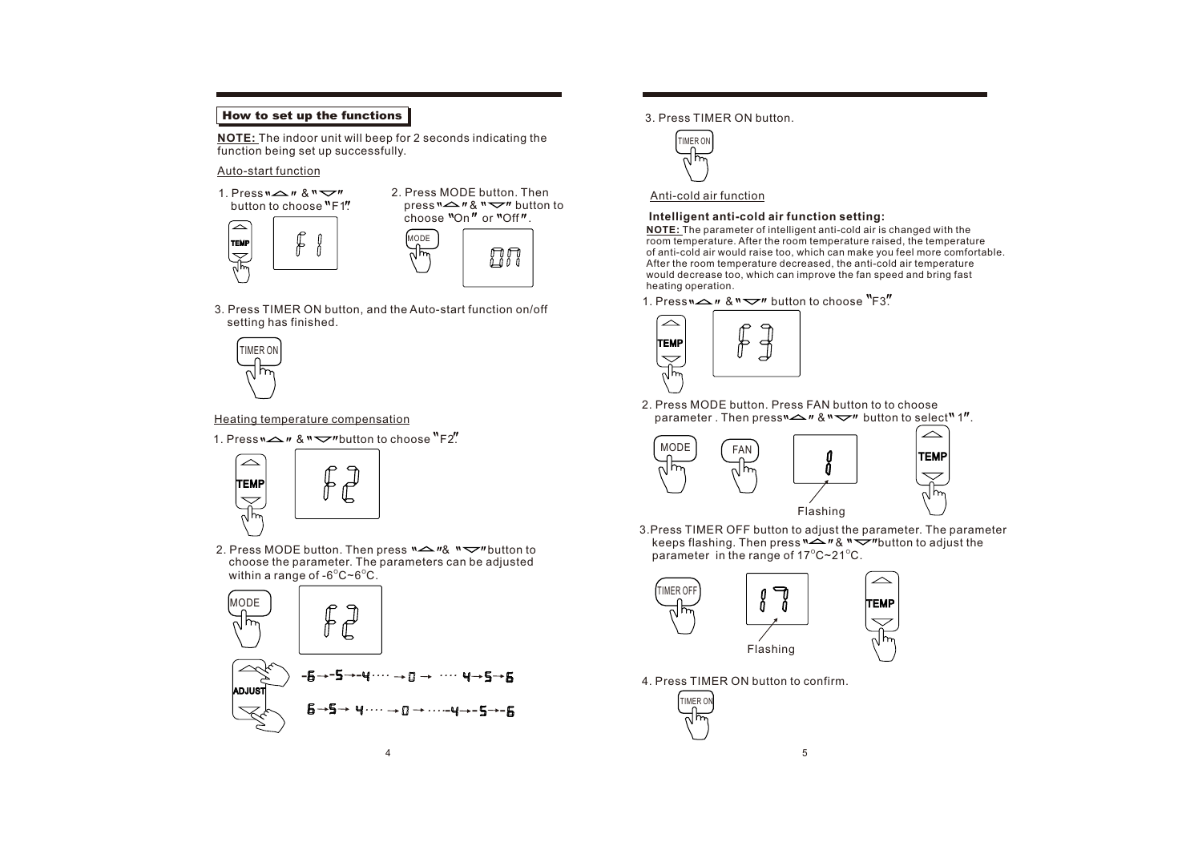## How to set up the functions

**NOTE:** The indoor unit will beep for 2 seconds indicating the function being set up successfully.

Auto-start function

1. Press "△" & "▽" button to choose "F1".

TEMP

F1

2. Press MODE button. Then press "△" & "▽" button to choose "On" or "Off".

MODE

On

3. Press TIMER ON button, and the Auto-start function on/off setting has finished.

TIMER ON

Heating temperature compensation

1. Press "△" & "▽" button to choose "F2".

TEMP

F2

2. Press MODE button. Then press "△" & "▽" button to choose the parameter. The parameters can be adjusted within a range of -6°C~6°C.

MODE

F2

ADJUST

-6 → -5 → -4 ···· → 0 → ···· 4 → 5 → 6

6 → 5 → 4 ···· → 0 → ···· -4 → -5 → -6

3. Press TIMER ON button.

TIMER ON

Anti-cold air function

**Intelligent anti-cold air function setting:**

**NOTE:** The parameter of intelligent anti-cold air is changed with the room temperature. After the room temperature raised, the temperature of anti-cold air would raise too, which can make you feel more comfortable. After the room temperature decreased, the anti-cold air temperature would decrease too, which can improve the fan speed and bring fast heating operation.

1. Press "△" & "▽" button to choose "F3".

TEMP

F3

2. Press MODE button. Press FAN button to to choose parameter . Then press "△" & "▽" button to select "1".

MODE

FAN

1

Flashing

TEMP

3. Press TIMER OFF button to adjust the parameter. The parameter keeps flashing. Then press "△" & "▽" button to adjust the parameter in the range of 17°C~21°C.

TIMER OFF

17

Flashing

TEMP

4. Press TIMER ON button to confirm.

TIMER ON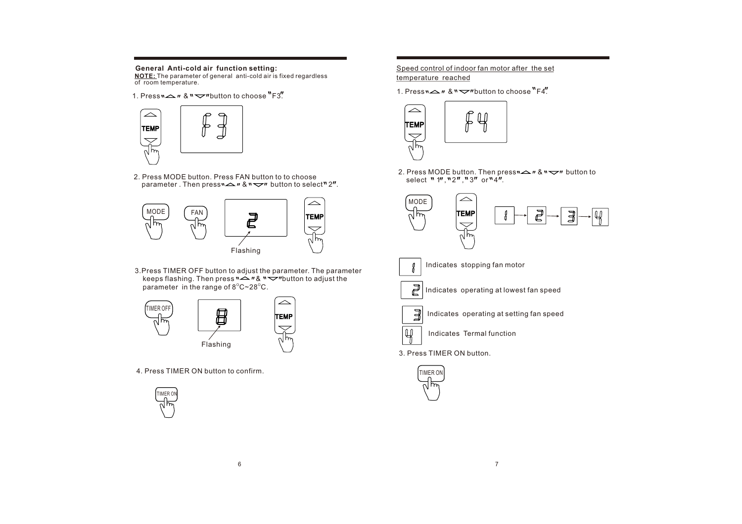**General Anti-cold air function setting:**

**NOTE:** The parameter of general anti-cold air is fixed regardless of room temperature.

1. Press "△" & "▽" button to choose "F3".

TEMP

F3

2. Press MODE button. Press FAN button to to choose parameter . Then press "△" & "▽" button to select "2".

MODE FAN

2

Flashing

TEMP

3. Press TIMER OFF button to adjust the parameter. The parameter keeps flashing. Then press "△" & "▽" button to adjust the parameter in the range of 8°C~28°C.

TIMER OFF

8

Flashing

TEMP

4. Press TIMER ON button to confirm.

TIMER ON

Speed control of indoor fan motor after the set temperature reached

1. Press "△" & "▽" button to choose "F4".

TEMP

F4

2. Press MODE button. Then press "△" & "▽" button to select "1", "2", "3" or "4".

MODE

TEMP

1 → 2 → 3 → 4

1 Indicates stopping fan motor

2 Indicates operating at lowest fan speed

3 Indicates operating at setting fan speed

4 Indicates Termal function

3. Press TIMER ON button.

TIMER ON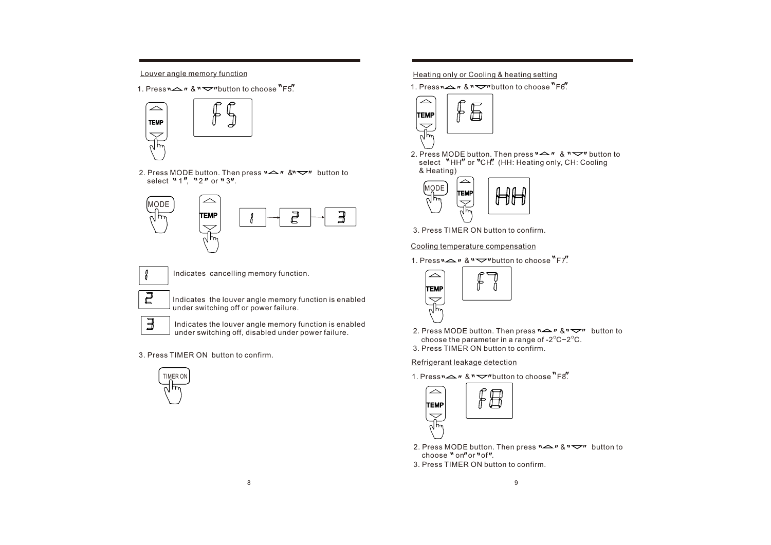## Louver angle memory function

1. Press "△" & "▽" button to choose "F5".

2. Press MODE button. Then press "△" & "▽" button to select "1", "2" or "3".

| Display | Meaning |
|---|---|
| 1 | Indicates cancelling memory function. |
| 2 | Indicates the louver angle memory function is enabled under switching off or power failure. |
| 3 | Indicates the louver angle memory function is enabled under switching off, disabled under power failure. |

3. Press TIMER ON button to confirm.

## Heating only or Cooling & heating setting

1. Press "△" & "▽" button to choose "F6".
2. Press MODE button. Then press "△" & "▽" button to select "HH" or "CH". (HH: Heating only, CH: Cooling & Heating)
3. Press TIMER ON button to confirm.

## Cooling temperature compensation

1. Press "△" & "▽" button to choose "F7".
2. Press MODE button. Then press "△" & "▽" button to choose the parameter in a range of -2°C~2°C.
3. Press TIMER ON button to confirm.

## Refrigerant leakage detection

1. Press "△" & "▽" button to choose "F8".
2. Press MODE button. Then press "△" & "▽" button to choose "on" or "of".
3. Press TIMER ON button to confirm.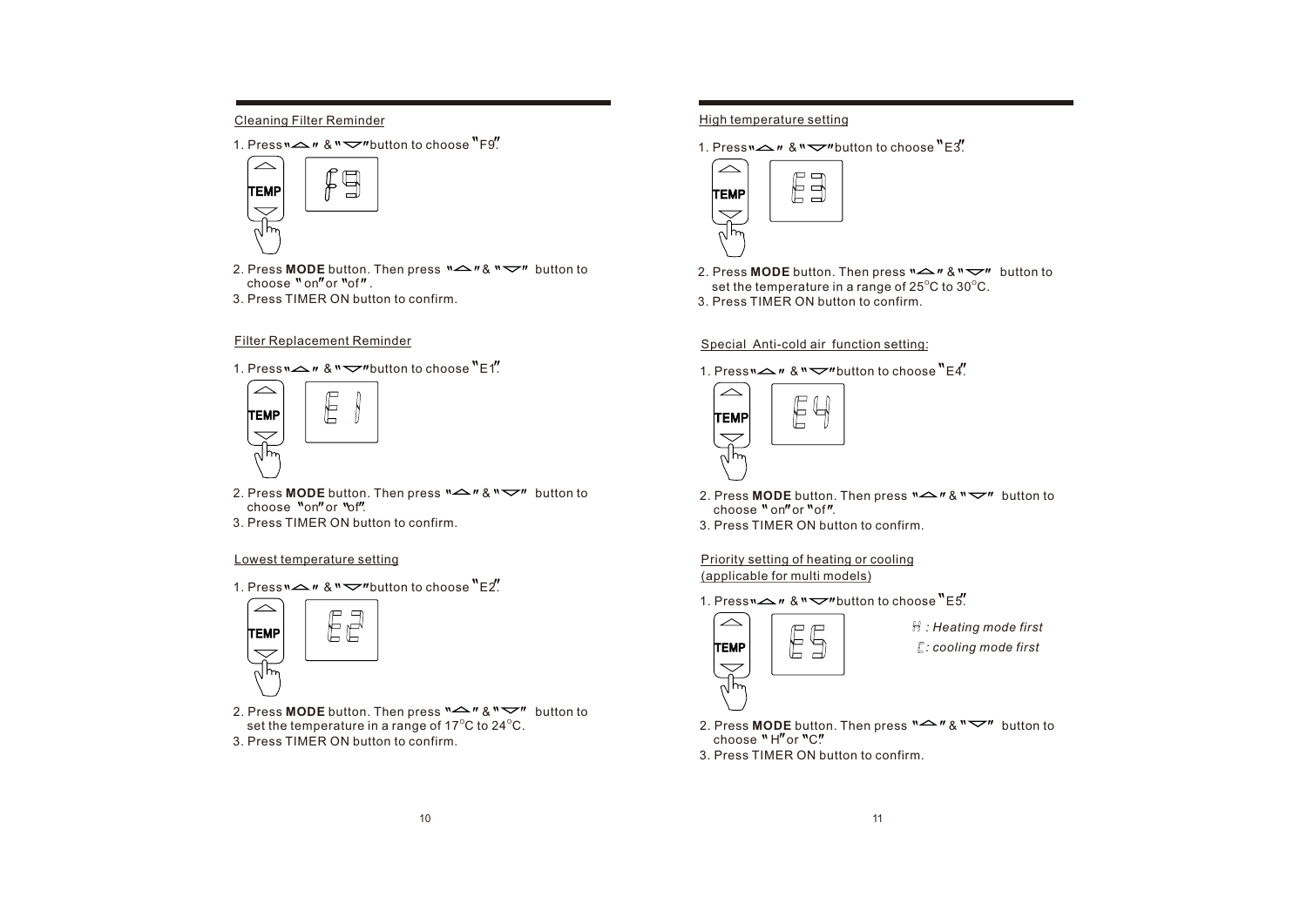Cleaning Filter Reminder

1. Press "△" & "▽" button to choose "F9".

TEMP

2. Press **MODE** button. Then press "△" & "▽" button to choose "on" or "of".
3. Press TIMER ON button to confirm.

Filter Replacement Reminder

1. Press "△" & "▽" button to choose "E1".

TEMP

2. Press **MODE** button. Then press "△" & "▽" button to choose "on" or "of".
3. Press TIMER ON button to confirm.

Lowest temperature setting

1. Press "△" & "▽" button to choose "E2".

TEMP

2. Press **MODE** button. Then press "△" & "▽" button to set the temperature in a range of 17°C to 24°C.
3. Press TIMER ON button to confirm.

High temperature setting

1. Press "△" & "▽" button to choose "E3".

TEMP

2. Press **MODE** button. Then press "△" & "▽" button to set the temperature in a range of 25°C to 30°C.
3. Press TIMER ON button to confirm.

Special Anti-cold air function setting:

1. Press "△" & "▽" button to choose "E4".

TEMP

2. Press **MODE** button. Then press "△" & "▽" button to choose "on" or "of".
3. Press TIMER ON button to confirm.

Priority setting of heating or cooling (applicable for multi models)

1. Press "△" & "▽" button to choose "E5".

TEMP

*H : Heating mode first*

*C: cooling mode first*

2. Press **MODE** button. Then press "△" & "▽" button to choose "H" or "C".
3. Press TIMER ON button to confirm.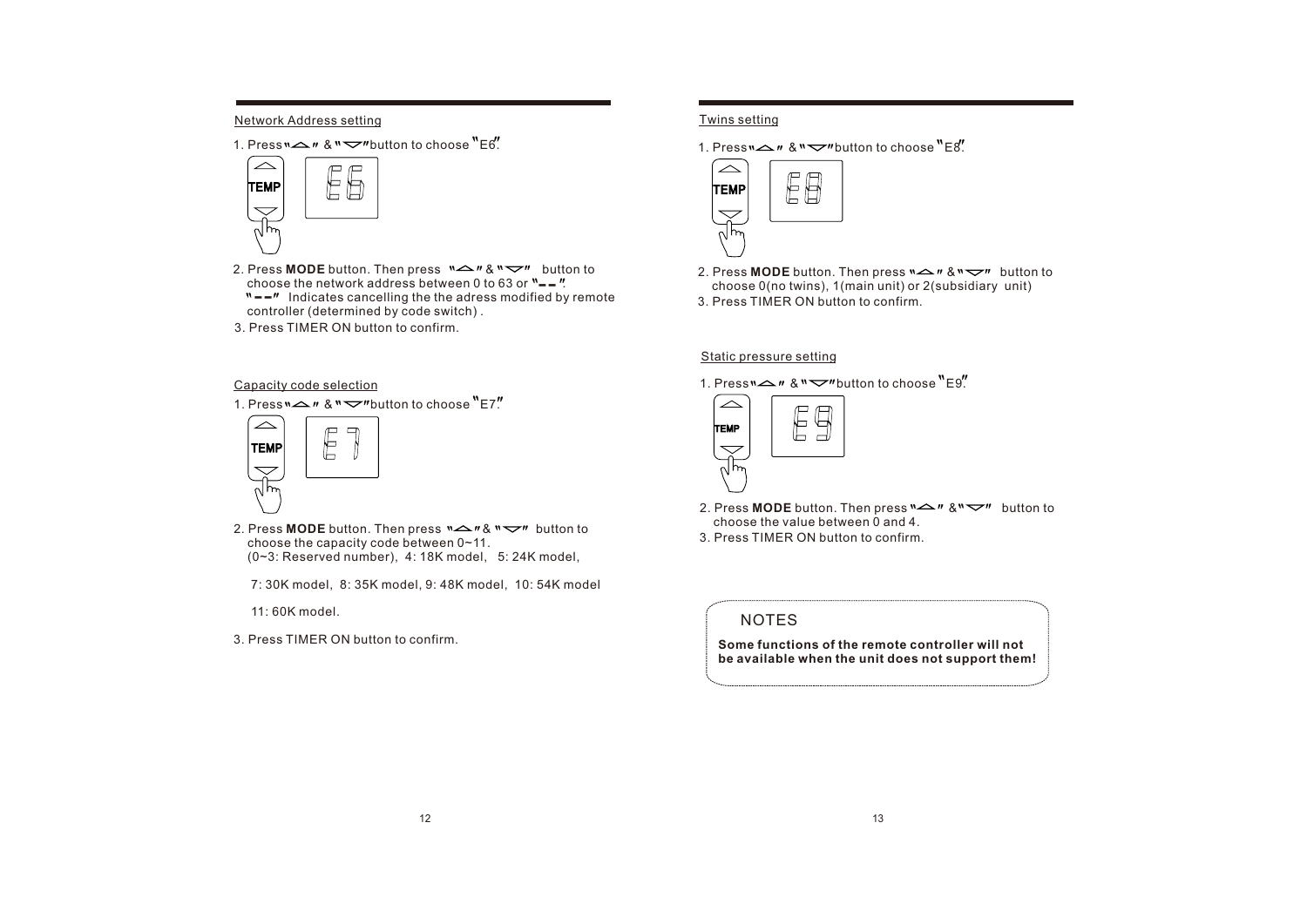## Network Address setting

1. Press "△" & "▽" button to choose "E6".

2. Press **MODE** button. Then press "△" & "▽" button to choose the network address between 0 to 63 or "– –".
   "– –" Indicates cancelling the the adress modified by remote controller (determined by code switch) .
3. Press TIMER ON button to confirm.

## Capacity code selection

1. Press "△" & "▽" button to choose "E7".

2. Press **MODE** button. Then press "△" & "▽" button to choose the capacity code between 0~11.
   (0~3: Reserved number), 4: 18K model, 5: 24K model,

   7: 30K model, 8: 35K model, 9: 48K model, 10: 54K model

   11: 60K model.
3. Press TIMER ON button to confirm.

## Twins setting

1. Press "△" & "▽" button to choose "E8".

2. Press **MODE** button. Then press "△" & "▽" button to choose 0(no twins), 1(main unit) or 2(subsidiary unit)
3. Press TIMER ON button to confirm.

## Static pressure setting

1. Press "△" & "▽" button to choose "E9".

2. Press **MODE** button. Then press "△" & "▽" button to choose the value between 0 and 4.
3. Press TIMER ON button to confirm.

NOTES

**Some functions of the remote controller will not be available when the unit does not support them!**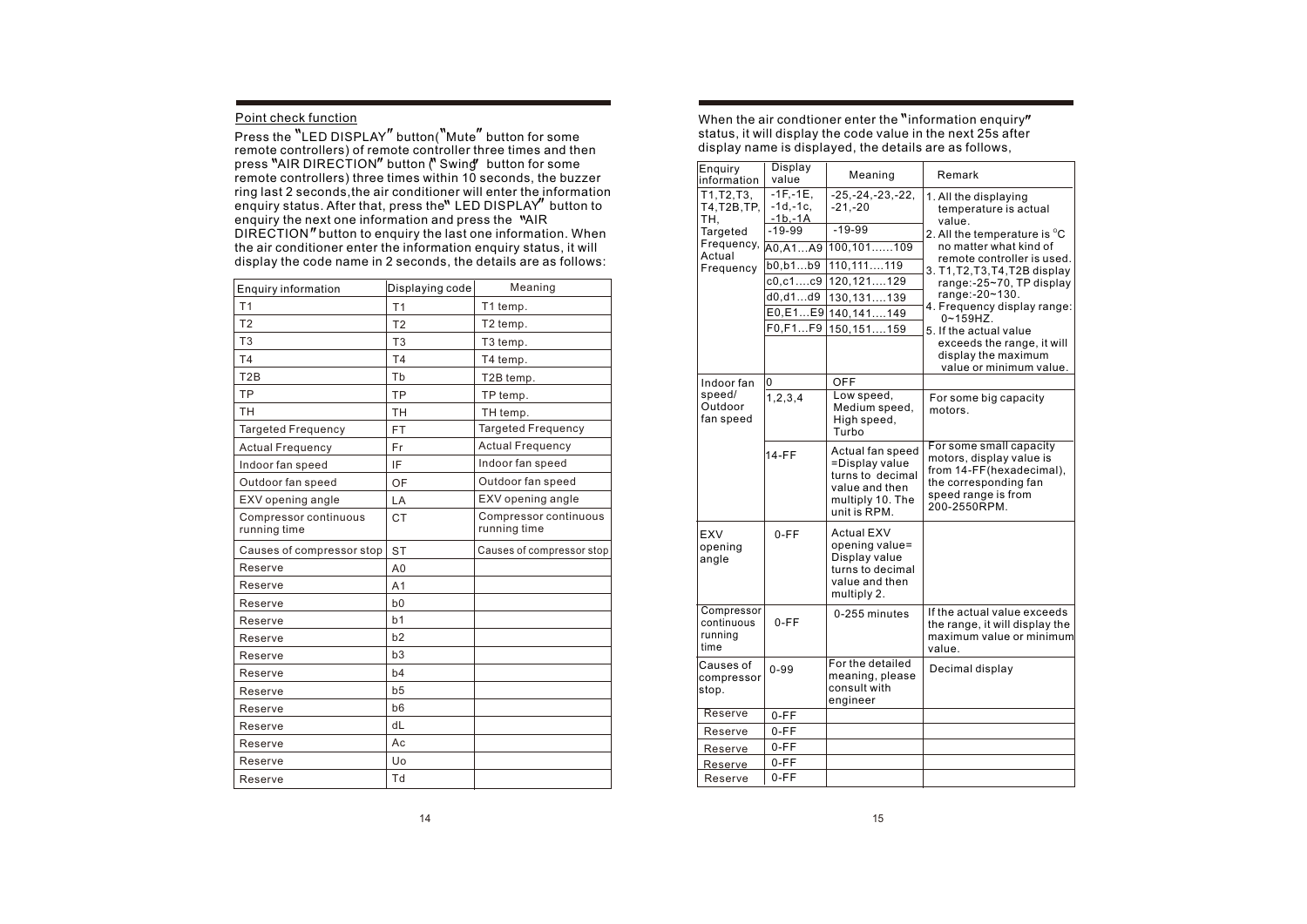## Point check function

Press the "LED DISPLAY" button("Mute" button for some remote controllers) of remote controller three times and then press "AIR DIRECTION" button (" Swing" button for some remote controllers) three times within 10 seconds, the buzzer ring last 2 seconds,the air conditioner will enter the information enquiry status. After that, press the" LED DISPLAY" button to enquiry the next one information and press the "AIR DIRECTION" button to enquiry the last one information. When the air conditioner enter the information enquiry status, it will display the code name in 2 seconds, the details are as follows:

| Enquiry information | Displaying code | Meaning |
|---|---|---|
| T1 | T1 | T1 temp. |
| T2 | T2 | T2 temp. |
| T3 | T3 | T3 temp. |
| T4 | T4 | T4 temp. |
| T2B | Tb | T2B temp. |
| TP | TP | TP temp. |
| TH | TH | TH temp. |
| Targeted Frequency | FT | Targeted Frequency |
| Actual Frequency | Fr | Actual Frequency |
| Indoor fan speed | IF | Indoor fan speed |
| Outdoor fan speed | OF | Outdoor fan speed |
| EXV opening angle | LA | EXV opening angle |
| Compressor continuous running time | CT | Compressor continuous running time |
| Causes of compressor stop | ST | Causes of compressor stop |
| Reserve | A0 | |
| Reserve | A1 | |
| Reserve | b0 | |
| Reserve | b1 | |
| Reserve | b2 | |
| Reserve | b3 | |
| Reserve | b4 | |
| Reserve | b5 | |
| Reserve | b6 | |
| Reserve | dL | |
| Reserve | Ac | |
| Reserve | Uo | |
| Reserve | Td | |

When the air condtioner enter the "information enquiry" status, it will display the code value in the next 25s after display name is displayed, the details are as follows,

| Enquiry information | Display value | Meaning | Remark |
|---|---|---|---|
| T1,T2,T3, T4,T2B,TP, TH, Targeted Frequency, Actual Frequency | -1F,-1E, -1d,-1c, -1b,-1A | -25,-24,-23,-22, -21,-20 | 1. All the displaying temperature is actual value.<br>2. All the temperature is °C no matter what kind of remote controller is used.<br>3. T1,T2,T3,T4,T2B display range:-25~70, TP display range:-20~130.<br>4. Frequency display range: 0~159HZ.<br>5. If the actual value exceeds the range, it will display the maximum value or minimum value. |
| | -19-99 | -19-99 | |
| | A0,A1…A9 | 100,101……109 | |
| | b0,b1…b9 | 110,111….119 | |
| | c0,c1….c9 | 120,121….129 | |
| | d0,d1…d9 | 130,131….139 | |
| | E0,E1…E9 | 140,141….149 | |
| | F0,F1…F9 | 150,151….159 | |
| Indoor fan speed/ Outdoor fan speed | 0 | OFF | |
| | 1,2,3,4 | Low speed, Medium speed, High speed, Turbo | For some big capacity motors. |
| | 14-FF | Actual fan speed =Display value turns to decimal value and then multiply 10. The unit is RPM. | For some small capacity motors, display value is from 14-FF(hexadecimal), the corresponding fan speed range is from 200-2550RPM. |
| EXV opening angle | 0-FF | Actual EXV opening value= Display value turns to decimal value and then multiply 2. | |
| Compressor continuous running time | 0-FF | 0-255 minutes | If the actual value exceeds the range, it will display the maximum value or minimum value. |
| Causes of compressor stop. | 0-99 | For the detailed meaning, please consult with engineer | Decimal display |
| Reserve | 0-FF | | |
| Reserve | 0-FF | | |
| Reserve | 0-FF | | |
| Reserve | 0-FF | | |
| Reserve | 0-FF | | |